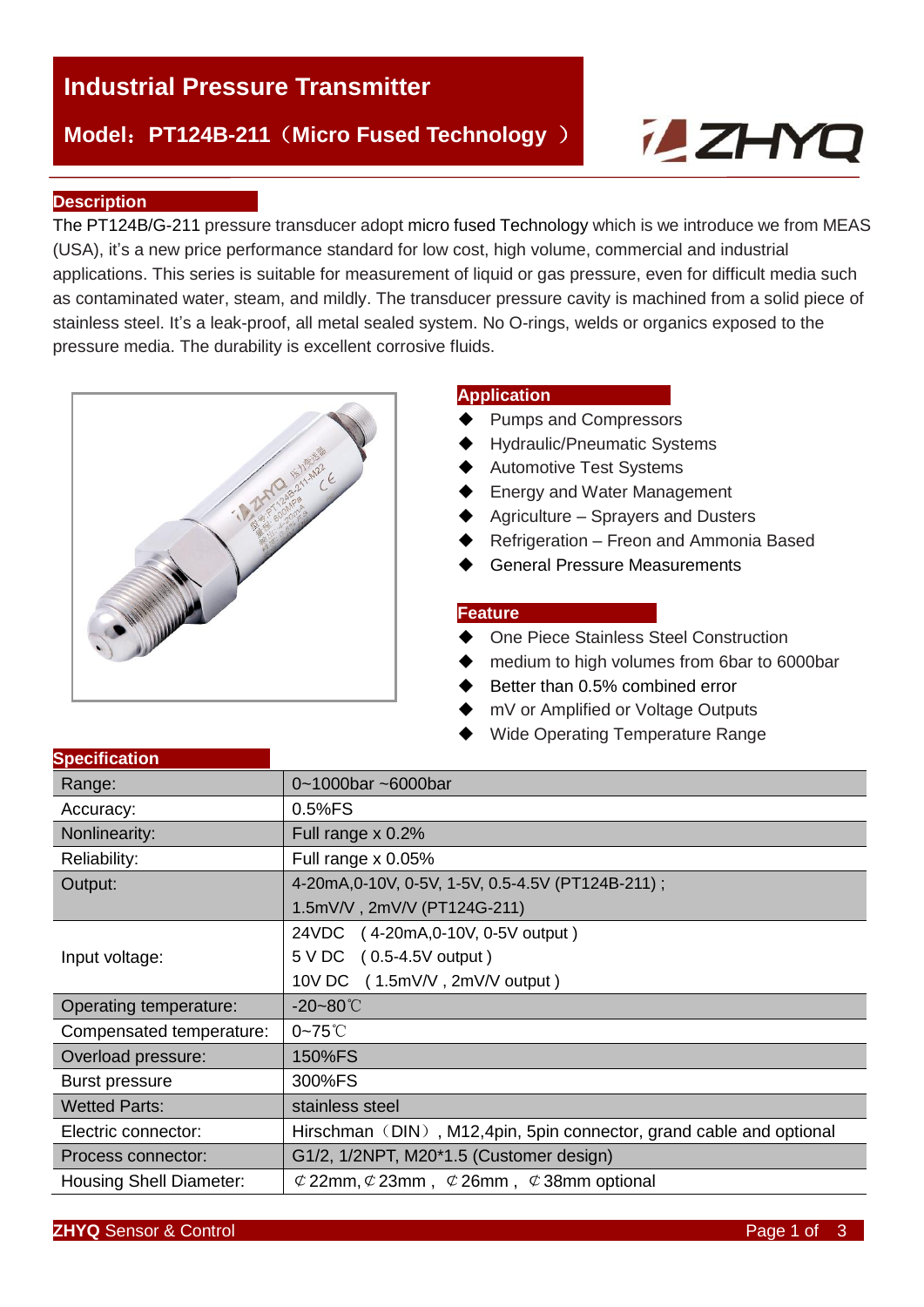# Industrial Pressure Transmitter

## Model：PT124B-211（Micro Fused Technology ）

ZHYQ

## Description

The PT124B/G-211 pressure transducer adopt micro fused Technology which is we introduce we from MEAS (USA), it's a new price performance standard for low cost, high volume, commercial and industrial applications. This series is suitable for measurement of liquid or gas pressure, even for difficult media such as contaminated water, steam, and mildly. The transducer pressure cavity is machined from a solid piece of stainless steel. It's a leak-proof, all metal sealed system. No O-rings, welds or organics exposed to the pressure media. The durability is excellent corrosive fluids.

## Application

- Pumps and Compressors
- Hydraulic/Pneumatic Systems
- Automotive Test Systems
- Energy and Water Management
- Agriculture – Sprayers and Dusters
- Refrigeration – Freon and Ammonia Based
- General Pressure Measurements

## Feature

- One Piece Stainless Steel Construction
- medium to high volumes from 6bar to 6000bar
- Better than 0.5% combined error
- mV or Amplified or Voltage Outputs
- Wide Operating Temperature Range

## Specification

| Parameter | Value |
|---|---|
| Range: | 0~1000bar ~6000bar |
| Accuracy: | 0.5%FS |
| Nonlinearity: | Full range x 0.2% |
| Reliability: | Full range x 0.05% |
| Output: | 4-20mA,0-10V, 0-5V, 1-5V, 0.5-4.5V (PT124B-211)；<br>1.5mV/V , 2mV/V (PT124G-211) |
| Input voltage: | 24VDC （4-20mA,0-10V, 0-5V output )<br>5 V DC （0.5-4.5V output )<br>10V DC （1.5mV/V , 2mV/V output ) |
| Operating temperature: | -20~80℃ |
| Compensated temperature: | 0~75℃ |
| Overload pressure: | 150%FS |
| Burst pressure | 300%FS |
| Wetted Parts: | stainless steel |
| Electric connector: | Hirschman（DIN）, M12,4pin, 5pin connector, grand cable and optional |
| Process connector: | G1/2, 1/2NPT, M20*1.5 (Customer design) |
| Housing Shell Diameter: | ¢22mm,¢23mm， ¢26mm， ¢38mm optional |

**ZHYQ** Sensor & Control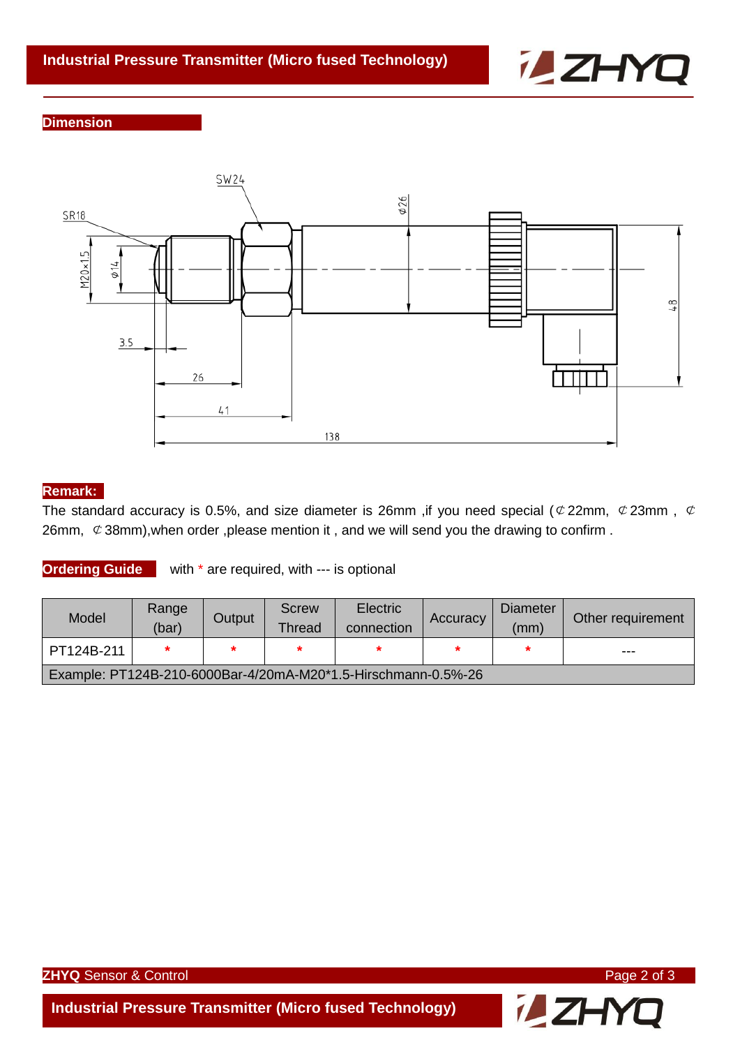## Dimension

## Remark:

The standard accuracy is 0.5%, and size diameter is 26mm ,if you need special (⊄22mm, ⊄23mm , ⊄26mm, ⊄38mm),when order ,please mention it , and we will send you the drawing to confirm .

## Ordering Guide

with * are required, with --- is optional

| Model | Range (bar) | Output | Screw Thread | Electric connection | Accuracy | Diameter (mm) | Other requirement |
|---|---|---|---|---|---|---|---|
| PT124B-211 | * | * | * | * | * | * | --- |
| Example: PT124B-210-6000Bar-4/20mA-M20*1.5-Hirschmann-0.5%-26 | | | | | | | |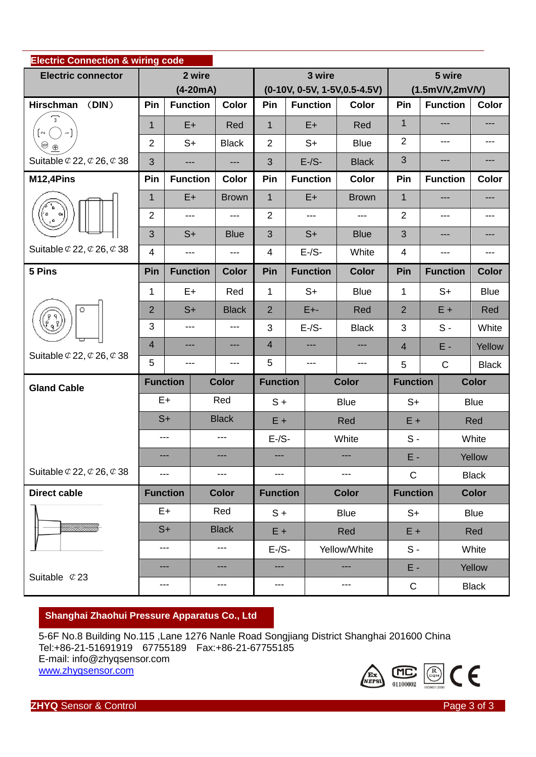## Electric Connection & wiring code

| Electric connector | 2 wire (4-20mA) | | | 3 wire (0-10V, 0-5V, 1-5V,0.5-4.5V) | | | 5 wire (1.5mV/V,2mV/V) | | |
|---|---|---|---|---|---|---|---|---|---|
| **Hirschman （DIN）** | **Pin** | **Function** | **Color** | **Pin** | **Function** | **Color** | **Pin** | **Function** | **Color** |
| | 1 | E+ | Red | 1 | E+ | Red | 1 | --- | --- |
| | 2 | S+ | Black | 2 | S+ | Blue | 2 | --- | --- |
| Suitable ¢22, ¢26, ¢38 | 3 | --- | --- | 3 | E-/S- | Black | 3 | --- | --- |
| **M12,4Pins** | **Pin** | **Function** | **Color** | **Pin** | **Function** | **Color** | **Pin** | **Function** | **Color** |
| | 1 | E+ | Brown | 1 | E+ | Brown | 1 | --- | --- |
| | 2 | --- | --- | 2 | --- | --- | 2 | --- | --- |
| | 3 | S+ | Blue | 3 | S+ | Blue | 3 | --- | --- |
| Suitable ¢22, ¢26, ¢38 | 4 | --- | --- | 4 | E-/S- | White | 4 | --- | --- |
| **5 Pins** | **Pin** | **Function** | **Color** | **Pin** | **Function** | **Color** | **Pin** | **Function** | **Color** |
| | 1 | E+ | Red | 1 | S+ | Blue | 1 | S+ | Blue |
| | 2 | S+ | Black | 2 | E+- | Red | 2 | E + | Red |
| | 3 | --- | --- | 3 | E-/S- | Black | 3 | S - | White |
| | 4 | --- | --- | 4 | --- | --- | 4 | E - | Yellow |
| Suitable ¢22, ¢26, ¢38 | 5 | --- | --- | 5 | --- | --- | 5 | C | Black |
| **Gland Cable** | **Function** | **Color** | | **Function** | **Color** | | **Function** | **Color** | |
| | E+ | Red | | S + | Blue | | S+ | Blue | |
| | S+ | Black | | E + | Red | | E + | Red | |
| | --- | --- | | E-/S- | White | | S - | White | |
| | --- | --- | | --- | --- | | E - | Yellow | |
| Suitable ¢22, ¢26, ¢38 | --- | --- | | --- | --- | | C | Black | |
| **Direct cable** | **Function** | **Color** | | **Function** | **Color** | | **Function** | **Color** | |
| | E+ | Red | | S + | Blue | | S+ | Blue | |
| | S+ | Black | | E + | Red | | E + | Red | |
| | --- | --- | | E-/S- | Yellow/White | | S - | White | |
| | --- | --- | | --- | --- | | E - | Yellow | |
| Suitable ¢23 | --- | --- | | --- | --- | | C | Black | |

**Shanghai Zhaohui Pressure Apparatus Co., Ltd**

5-6F No.8 Building No.115 ,Lane 1276 Nanle Road Songjiang District Shanghai 201600 China
Tel:+86-21-51691919 67755189 Fax:+86-21-67755185
E-mail: info@zhyqsensor.com
www.zhyqsensor.com

Ex NEPSI  MC 01100002  CQM ISO9001:2000  CE